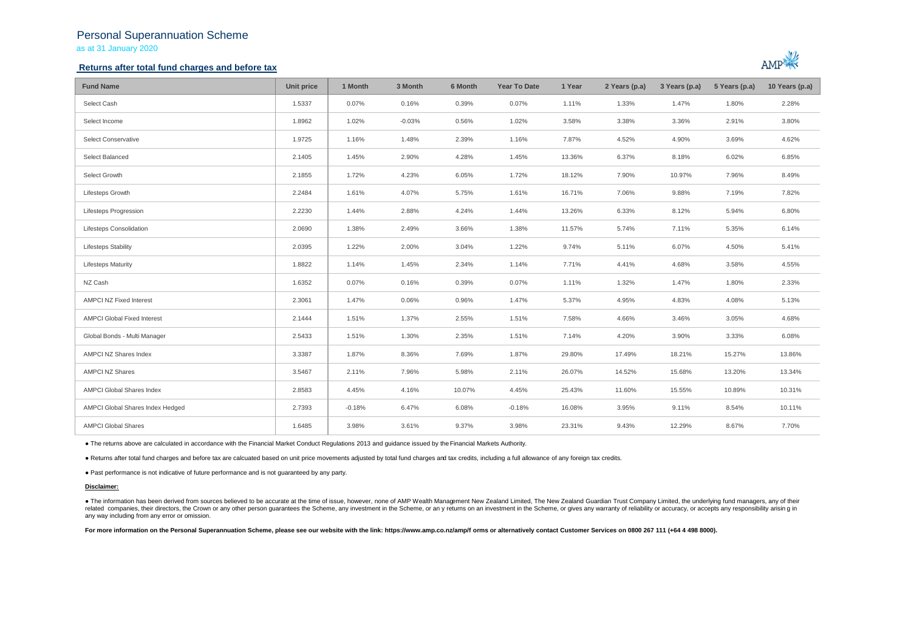# Personal Superannuation Scheme

as at 31 January 2020

## Returns after total fund charges and before tax

| Fund Name | Unit price | 1 Month | 3 Month | 6 Month | Year To Date | 1 Year | 2 Years (p.a) | 3 Years (p.a) | 5 Years (p.a) | 10 Years (p.a) |
|---|---|---|---|---|---|---|---|---|---|---|
| Select Cash | 1.5337 | 0.07% | 0.16% | 0.39% | 0.07% | 1.11% | 1.33% | 1.47% | 1.80% | 2.28% |
| Select Income | 1.8962 | 1.02% | -0.03% | 0.56% | 1.02% | 3.58% | 3.38% | 3.36% | 2.91% | 3.80% |
| Select Conservative | 1.9725 | 1.16% | 1.48% | 2.39% | 1.16% | 7.87% | 4.52% | 4.90% | 3.69% | 4.62% |
| Select Balanced | 2.1405 | 1.45% | 2.90% | 4.28% | 1.45% | 13.36% | 6.37% | 8.18% | 6.02% | 6.85% |
| Select Growth | 2.1855 | 1.72% | 4.23% | 6.05% | 1.72% | 18.12% | 7.90% | 10.97% | 7.96% | 8.49% |
| Lifesteps Growth | 2.2484 | 1.61% | 4.07% | 5.75% | 1.61% | 16.71% | 7.06% | 9.88% | 7.19% | 7.82% |
| Lifesteps Progression | 2.2230 | 1.44% | 2.88% | 4.24% | 1.44% | 13.26% | 6.33% | 8.12% | 5.94% | 6.80% |
| Lifesteps Consolidation | 2.0690 | 1.38% | 2.49% | 3.66% | 1.38% | 11.57% | 5.74% | 7.11% | 5.35% | 6.14% |
| Lifesteps Stability | 2.0395 | 1.22% | 2.00% | 3.04% | 1.22% | 9.74% | 5.11% | 6.07% | 4.50% | 5.41% |
| Lifesteps Maturity | 1.8822 | 1.14% | 1.45% | 2.34% | 1.14% | 7.71% | 4.41% | 4.68% | 3.58% | 4.55% |
| NZ Cash | 1.6352 | 0.07% | 0.16% | 0.39% | 0.07% | 1.11% | 1.32% | 1.47% | 1.80% | 2.33% |
| AMPCI NZ Fixed Interest | 2.3061 | 1.47% | 0.06% | 0.96% | 1.47% | 5.37% | 4.95% | 4.83% | 4.08% | 5.13% |
| AMPCI Global Fixed Interest | 2.1444 | 1.51% | 1.37% | 2.55% | 1.51% | 7.58% | 4.66% | 3.46% | 3.05% | 4.68% |
| Global Bonds - Multi Manager | 2.5433 | 1.51% | 1.30% | 2.35% | 1.51% | 7.14% | 4.20% | 3.90% | 3.33% | 6.08% |
| AMPCI NZ Shares Index | 3.3387 | 1.87% | 8.36% | 7.69% | 1.87% | 29.80% | 17.49% | 18.21% | 15.27% | 13.86% |
| AMPCI NZ Shares | 3.5467 | 2.11% | 7.96% | 5.98% | 2.11% | 26.07% | 14.52% | 15.68% | 13.20% | 13.34% |
| AMPCI Global Shares Index | 2.8583 | 4.45% | 4.16% | 10.07% | 4.45% | 25.43% | 11.60% | 15.55% | 10.89% | 10.31% |
| AMPCI Global Shares Index Hedged | 2.7393 | -0.18% | 6.47% | 6.08% | -0.18% | 16.08% | 3.95% | 9.11% | 8.54% | 10.11% |
| AMPCI Global Shares | 1.6485 | 3.98% | 3.61% | 9.37% | 3.98% | 23.31% | 9.43% | 12.29% | 8.67% | 7.70% |

- The returns above are calculated in accordance with the Financial Market Conduct Regulations 2013 and guidance issued by the Financial Markets Authority.

- Returns after total fund charges and before tax are calcuated based on unit price movements adjusted by total fund charges and tax credits, including a full allowance of any foreign tax credits.

- Past performance is not indicative of future performance and is not guaranteed by any party.

**Disclaimer:**

- The information has been derived from sources believed to be accurate at the time of issue, however, none of AMP Wealth Management New Zealand Limited, The New Zealand Guardian Trust Company Limited, the underlying fund managers, any of their related companies, their directors, the Crown or any other person guarantees the Scheme, any investment in the Scheme, or an y returns on an investment in the Scheme, or gives any warranty of reliability or accuracy, or accepts any responsibility arisin g in any way including from any error or omission.

**For more information on the Personal Superannuation Scheme, please see our website with the link: https://www.amp.co.nz/amp/f orms or alternatively contact Customer Services on 0800 267 111 (+64 4 498 8000).**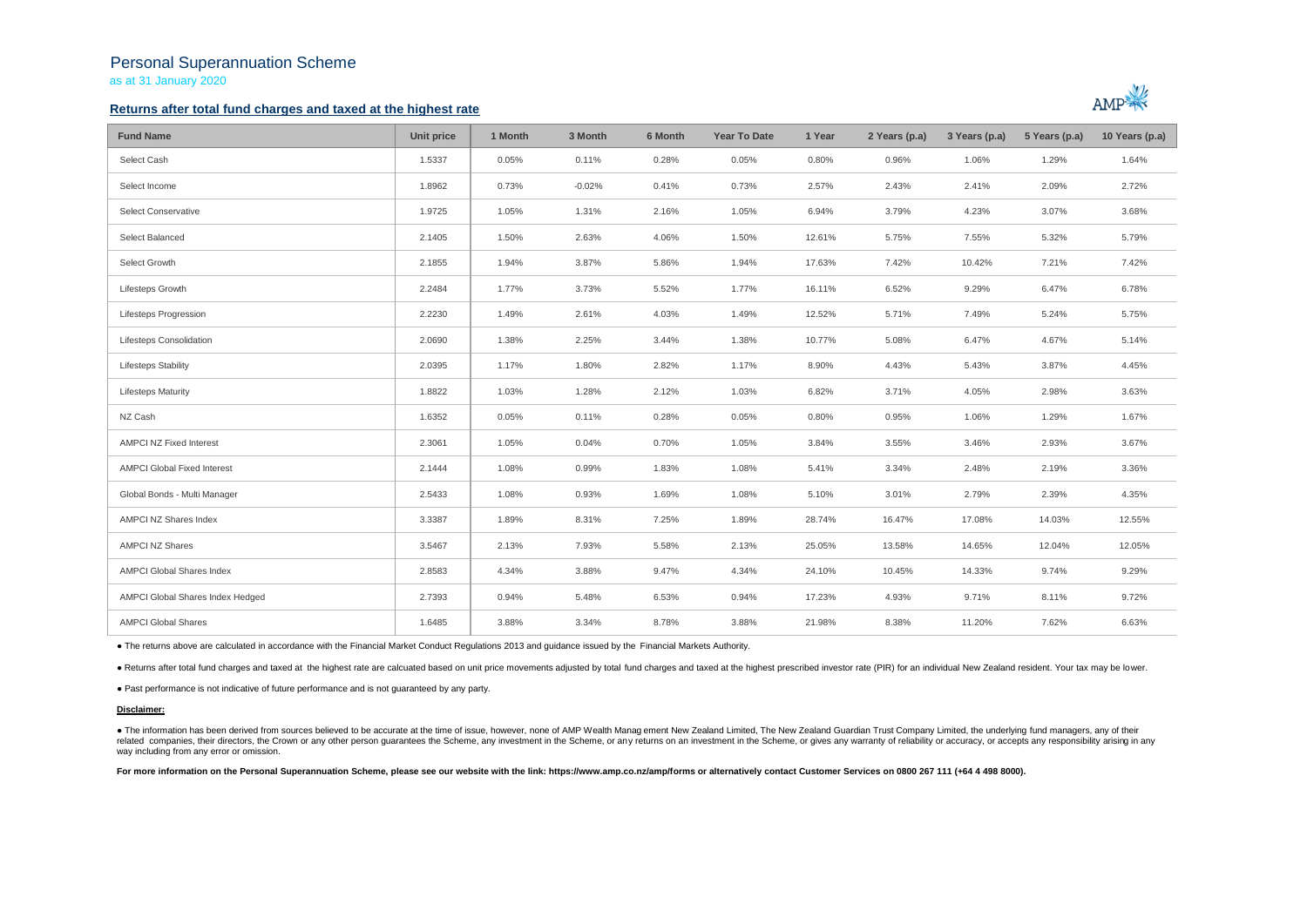# Personal Superannuation Scheme

as at 31 January 2020

## Returns after total fund charges and taxed at the highest rate

| Fund Name | Unit price | 1 Month | 3 Month | 6 Month | Year To Date | 1 Year | 2 Years (p.a) | 3 Years (p.a) | 5 Years (p.a) | 10 Years (p.a) |
|---|---|---|---|---|---|---|---|---|---|---|
| Select Cash | 1.5337 | 0.05% | 0.11% | 0.28% | 0.05% | 0.80% | 0.96% | 1.06% | 1.29% | 1.64% |
| Select Income | 1.8962 | 0.73% | -0.02% | 0.41% | 0.73% | 2.57% | 2.43% | 2.41% | 2.09% | 2.72% |
| Select Conservative | 1.9725 | 1.05% | 1.31% | 2.16% | 1.05% | 6.94% | 3.79% | 4.23% | 3.07% | 3.68% |
| Select Balanced | 2.1405 | 1.50% | 2.63% | 4.06% | 1.50% | 12.61% | 5.75% | 7.55% | 5.32% | 5.79% |
| Select Growth | 2.1855 | 1.94% | 3.87% | 5.86% | 1.94% | 17.63% | 7.42% | 10.42% | 7.21% | 7.42% |
| Lifesteps Growth | 2.2484 | 1.77% | 3.73% | 5.52% | 1.77% | 16.11% | 6.52% | 9.29% | 6.47% | 6.78% |
| Lifesteps Progression | 2.2230 | 1.49% | 2.61% | 4.03% | 1.49% | 12.52% | 5.71% | 7.49% | 5.24% | 5.75% |
| Lifesteps Consolidation | 2.0690 | 1.38% | 2.25% | 3.44% | 1.38% | 10.77% | 5.08% | 6.47% | 4.67% | 5.14% |
| Lifesteps Stability | 2.0395 | 1.17% | 1.80% | 2.82% | 1.17% | 8.90% | 4.43% | 5.43% | 3.87% | 4.45% |
| Lifesteps Maturity | 1.8822 | 1.03% | 1.28% | 2.12% | 1.03% | 6.82% | 3.71% | 4.05% | 2.98% | 3.63% |
| NZ Cash | 1.6352 | 0.05% | 0.11% | 0.28% | 0.05% | 0.80% | 0.95% | 1.06% | 1.29% | 1.67% |
| AMPCI NZ Fixed Interest | 2.3061 | 1.05% | 0.04% | 0.70% | 1.05% | 3.84% | 3.55% | 3.46% | 2.93% | 3.67% |
| AMPCI Global Fixed Interest | 2.1444 | 1.08% | 0.99% | 1.83% | 1.08% | 5.41% | 3.34% | 2.48% | 2.19% | 3.36% |
| Global Bonds - Multi Manager | 2.5433 | 1.08% | 0.93% | 1.69% | 1.08% | 5.10% | 3.01% | 2.79% | 2.39% | 4.35% |
| AMPCI NZ Shares Index | 3.3387 | 1.89% | 8.31% | 7.25% | 1.89% | 28.74% | 16.47% | 17.08% | 14.03% | 12.55% |
| AMPCI NZ Shares | 3.5467 | 2.13% | 7.93% | 5.58% | 2.13% | 25.05% | 13.58% | 14.65% | 12.04% | 12.05% |
| AMPCI Global Shares Index | 2.8583 | 4.34% | 3.88% | 9.47% | 4.34% | 24.10% | 10.45% | 14.33% | 9.74% | 9.29% |
| AMPCI Global Shares Index Hedged | 2.7393 | 0.94% | 5.48% | 6.53% | 0.94% | 17.23% | 4.93% | 9.71% | 8.11% | 9.72% |
| AMPCI Global Shares | 1.6485 | 3.88% | 3.34% | 8.78% | 3.88% | 21.98% | 8.38% | 11.20% | 7.62% | 6.63% |

● The returns above are calculated in accordance with the Financial Market Conduct Regulations 2013 and guidance issued by the Financial Markets Authority.

● Returns after total fund charges and taxed at the highest rate are calcuated based on unit price movements adjusted by total fund charges and taxed at the highest prescribed investor rate (PIR) for an individual New Zealand resident. Your tax may be lower.

● Past performance is not indicative of future performance and is not guaranteed by any party.

**Disclaimer:**

● The information has been derived from sources believed to be accurate at the time of issue, however, none of AMP Wealth Management New Zealand Limited, The New Zealand Guardian Trust Company Limited, the underlying fund managers, any of their related companies, their directors, the Crown or any other person guarantees the Scheme, any investment in the Scheme, or any returns on an investment in the Scheme, or gives any warranty of reliability or accuracy, or accepts any responsibility arising in any way including from any error or omission.

**For more information on the Personal Superannuation Scheme, please see our website with the link: https://www.amp.co.nz/amp/forms or alternatively contact Customer Services on 0800 267 111 (+64 4 498 8000).**